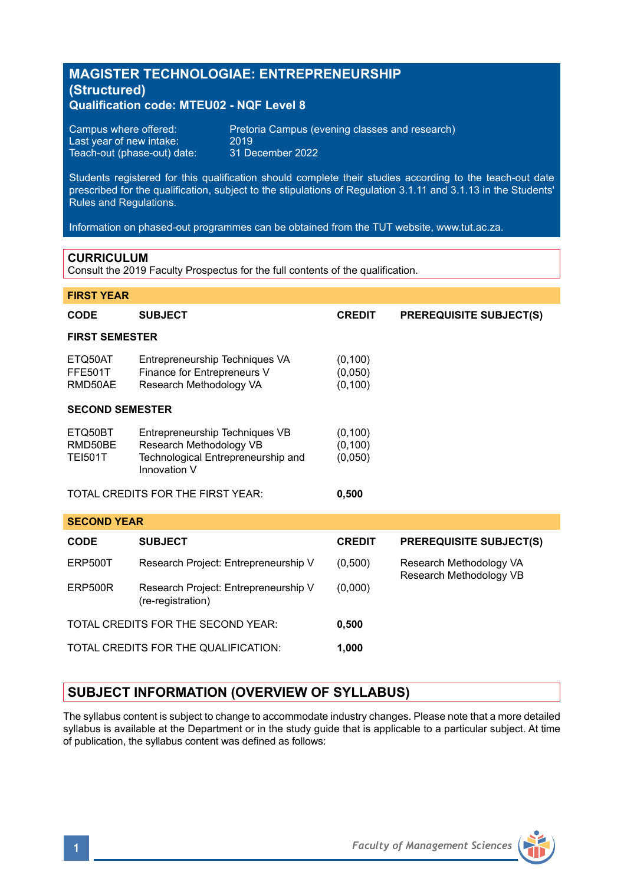# MAGISTER TECHNOLOGIAE: ENTREPRENEURSHIP (Structured)

**Qualification code: MTEU02 - NQF Level 8**

Campus where offered: Pretoria Campus (evening classes and research)
Last year of new intake: 2019
Teach-out (phase-out) date: 31 December 2022

Students registered for this qualification should complete their studies according to the teach-out date prescribed for the qualification, subject to the stipulations of Regulation 3.1.11 and 3.1.13 in the Students' Rules and Regulations.

Information on phased-out programmes can be obtained from the TUT website, www.tut.ac.za.

## CURRICULUM

Consult the 2019 Faculty Prospectus for the full contents of the qualification.

### FIRST YEAR

| CODE | SUBJECT | CREDIT | PREREQUISITE SUBJECT(S) |
|---|---|---|---|
| **FIRST SEMESTER** | | | |
| ETQ50AT | Entrepreneurship Techniques VA | (0,100) | |
| FFE501T | Finance for Entrepreneurs V | (0,050) | |
| RMD50AE | Research Methodology VA | (0,100) | |
| **SECOND SEMESTER** | | | |
| ETQ50BT | Entrepreneurship Techniques VB | (0,100) | |
| RMD50BE | Research Methodology VB | (0,100) | |
| TEI501T | Technological Entrepreneurship and Innovation V | (0,050) | |
| TOTAL CREDITS FOR THE FIRST YEAR: | | **0,500** | |

### SECOND YEAR

| CODE | SUBJECT | CREDIT | PREREQUISITE SUBJECT(S) |
|---|---|---|---|
| ERP500T | Research Project: Entrepreneurship V | (0,500) | Research Methodology VA<br>Research Methodology VB |
| ERP500R | Research Project: Entrepreneurship V (re-registration) | (0,000) | |
| TOTAL CREDITS FOR THE SECOND YEAR: | | **0,500** | |
| TOTAL CREDITS FOR THE QUALIFICATION: | | **1,000** | |

## SUBJECT INFORMATION (OVERVIEW OF SYLLABUS)

The syllabus content is subject to change to accommodate industry changes. Please note that a more detailed syllabus is available at the Department or in the study guide that is applicable to a particular subject. At time of publication, the syllabus content was defined as follows: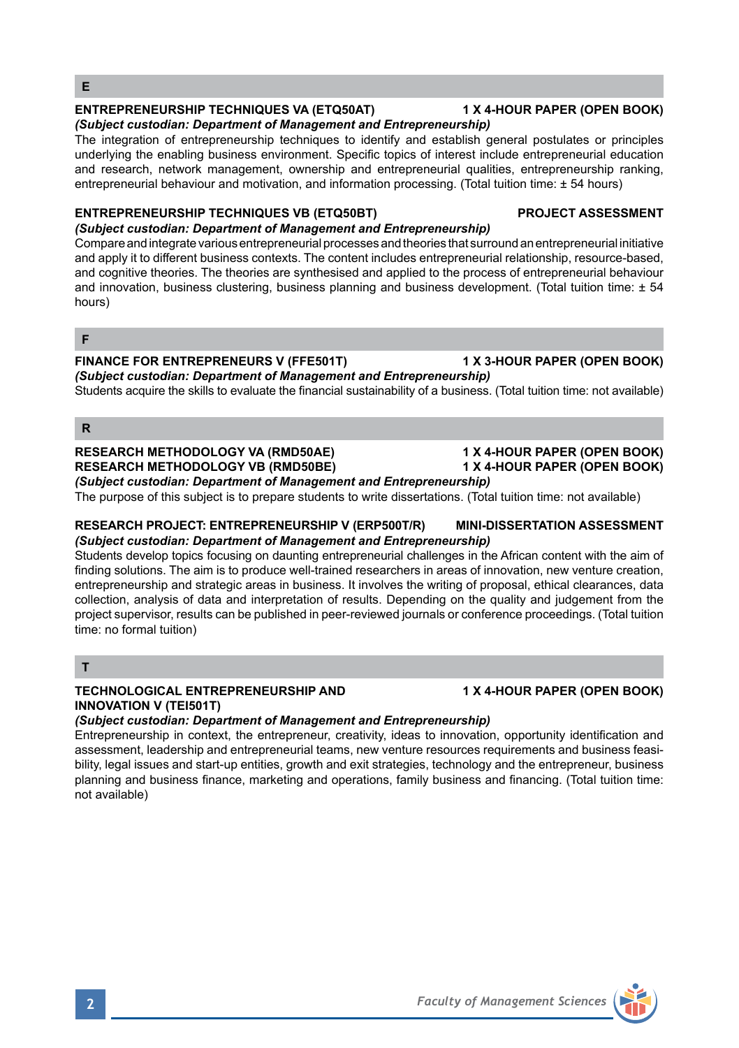## E

**ENTREPRENEURSHIP TECHNIQUES VA (ETQ50AT)** **1 X 4-HOUR PAPER (OPEN BOOK)**
***(Subject custodian: Department of Management and Entrepreneurship)***
The integration of entrepreneurship techniques to identify and establish general postulates or principles underlying the enabling business environment. Specific topics of interest include entrepreneurial education and research, network management, ownership and entrepreneurial qualities, entrepreneurship ranking, entrepreneurial behaviour and motivation, and information processing. (Total tuition time: ± 54 hours)

**ENTREPRENEURSHIP TECHNIQUES VB (ETQ50BT)** **PROJECT ASSESSMENT**
***(Subject custodian: Department of Management and Entrepreneurship)***
Compare and integrate various entrepreneurial processes and theories that surround an entrepreneurial initiative and apply it to different business contexts. The content includes entrepreneurial relationship, resource-based, and cognitive theories. The theories are synthesised and applied to the process of entrepreneurial behaviour and innovation, business clustering, business planning and business development. (Total tuition time: ± 54 hours)

## F

**FINANCE FOR ENTREPRENEURS V (FFE501T)** **1 X 3-HOUR PAPER (OPEN BOOK)**
***(Subject custodian: Department of Management and Entrepreneurship)***
Students acquire the skills to evaluate the financial sustainability of a business. (Total tuition time: not available)

## R

**RESEARCH METHODOLOGY VA (RMD50AE)** **1 X 4-HOUR PAPER (OPEN BOOK)**
**RESEARCH METHODOLOGY VB (RMD50BE)** **1 X 4-HOUR PAPER (OPEN BOOK)**
***(Subject custodian: Department of Management and Entrepreneurship)***
The purpose of this subject is to prepare students to write dissertations. (Total tuition time: not available)

**RESEARCH PROJECT: ENTREPRENEURSHIP V (ERP500T/R)** **MINI-DISSERTATION ASSESSMENT**
***(Subject custodian: Department of Management and Entrepreneurship)***
Students develop topics focusing on daunting entrepreneurial challenges in the African content with the aim of finding solutions. The aim is to produce well-trained researchers in areas of innovation, new venture creation, entrepreneurship and strategic areas in business. It involves the writing of proposal, ethical clearances, data collection, analysis of data and interpretation of results. Depending on the quality and judgement from the project supervisor, results can be published in peer-reviewed journals or conference proceedings. (Total tuition time: no formal tuition)

## T

**TECHNOLOGICAL ENTREPRENEURSHIP AND INNOVATION V (TEI501T)** **1 X 4-HOUR PAPER (OPEN BOOK)**
***(Subject custodian: Department of Management and Entrepreneurship)***
Entrepreneurship in context, the entrepreneur, creativity, ideas to innovation, opportunity identification and assessment, leadership and entrepreneurial teams, new venture resources requirements and business feasibility, legal issues and start-up entities, growth and exit strategies, technology and the entrepreneur, business planning and business finance, marketing and operations, family business and financing. (Total tuition time: not available)